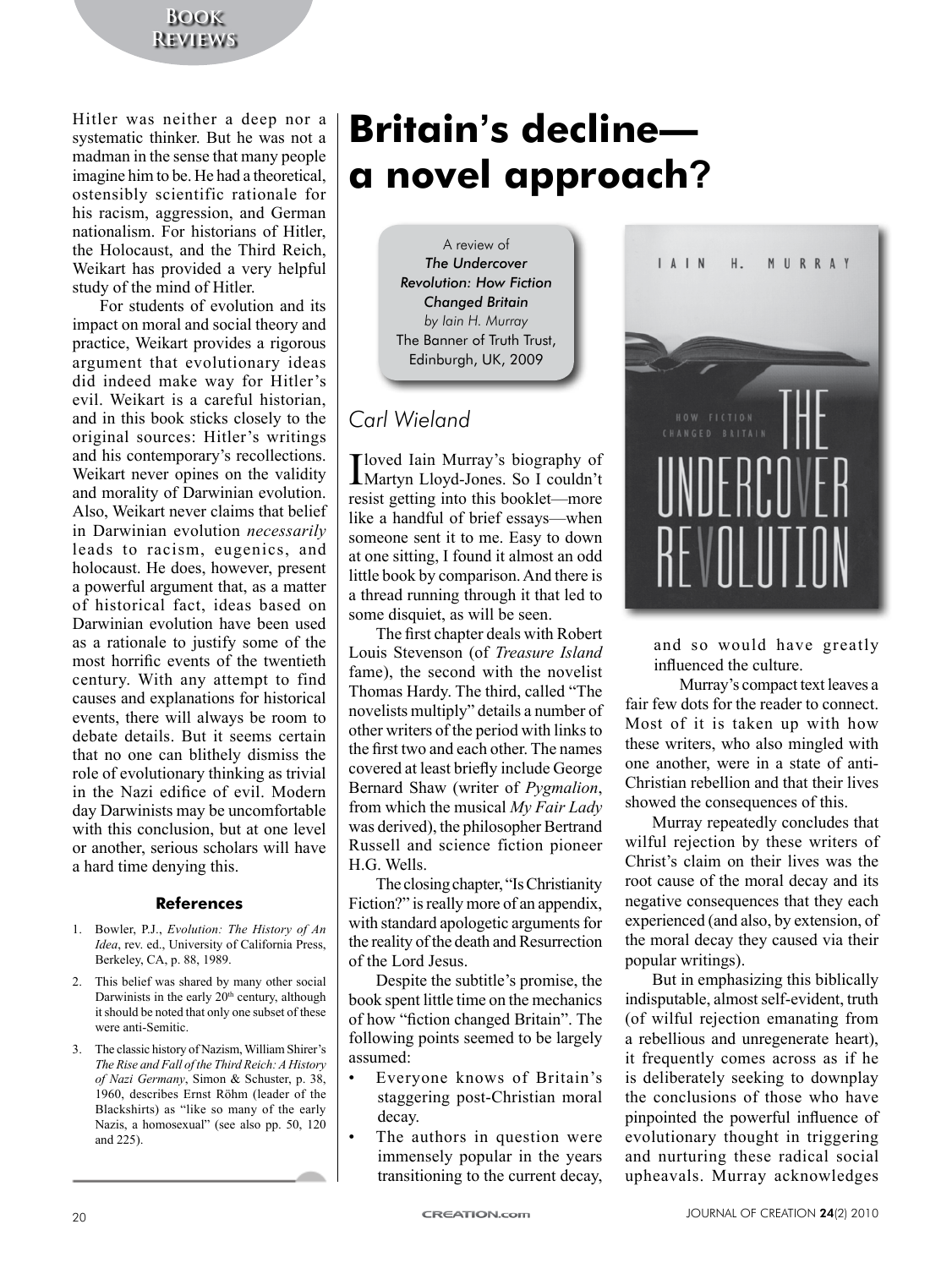Hitler was neither a deep nor a systematic thinker. But he was not a madman in the sense that many people imagine him to be. He had a theoretical, ostensibly scientific rationale for his racism, aggression, and German nationalism. For historians of Hitler, the Holocaust, and the Third Reich, Weikart has provided a very helpful study of the mind of Hitler.

For students of evolution and its impact on moral and social theory and practice, Weikart provides a rigorous argument that evolutionary ideas did indeed make way for Hitler's evil. Weikart is a careful historian, and in this book sticks closely to the original sources: Hitler's writings and his contemporary's recollections. Weikart never opines on the validity and morality of Darwinian evolution. Also, Weikart never claims that belief in Darwinian evolution *necessarily* leads to racism, eugenics, and holocaust. He does, however, present a powerful argument that, as a matter of historical fact, ideas based on Darwinian evolution have been used as a rationale to justify some of the most horrific events of the twentieth century. With any attempt to find causes and explanations for historical events, there will always be room to debate details. But it seems certain that no one can blithely dismiss the role of evolutionary thinking as trivial in the Nazi edifice of evil. Modern day Darwinists may be uncomfortable with this conclusion, but at one level or another, serious scholars will have a hard time denying this.

### References

1. Bowler, P.J., *Evolution: The History of An Idea*, rev. ed., University of California Press, Berkeley, CA, p. 88, 1989.
2. This belief was shared by many other social Darwinists in the early 20th century, although it should be noted that only one subset of these were anti-Semitic.
3. The classic history of Nazism, William Shirer's *The Rise and Fall of the Third Reich: A History of Nazi Germany*, Simon & Schuster, p. 38, 1960, describes Ernst Röhm (leader of the Blackshirts) as "like so many of the early Nazis, a homosexual" (see also pp. 50, 120 and 225).

# Britain's decline—a novel approach?

A review of
***The Undercover Revolution: How Fiction Changed Britain***
*by Iain H. Murray*
The Banner of Truth Trust, Edinburgh, UK, 2009

*Carl Wieland*

I loved Iain Murray's biography of Martyn Lloyd-Jones. So I couldn't resist getting into this booklet—more like a handful of brief essays—when someone sent it to me. Easy to down at one sitting, I found it almost an odd little book by comparison. And there is a thread running through it that led to some disquiet, as will be seen.

The first chapter deals with Robert Louis Stevenson (of *Treasure Island* fame), the second with the novelist Thomas Hardy. The third, called "The novelists multiply" details a number of other writers of the period with links to the first two and each other. The names covered at least briefly include George Bernard Shaw (writer of *Pygmalion*, from which the musical *My Fair Lady* was derived), the philosopher Bertrand Russell and science fiction pioneer H.G. Wells.

The closing chapter, "Is Christianity Fiction?" is really more of an appendix, with standard apologetic arguments for the reality of the death and Resurrection of the Lord Jesus.

Despite the subtitle's promise, the book spent little time on the mechanics of how "fiction changed Britain". The following points seemed to be largely assumed:

- Everyone knows of Britain's staggering post-Christian moral decay.
- The authors in question were immensely popular in the years transitioning to the current decay, and so would have greatly influenced the culture.

Murray's compact text leaves a fair few dots for the reader to connect. Most of it is taken up with how these writers, who also mingled with one another, were in a state of anti-Christian rebellion and that their lives showed the consequences of this.

Murray repeatedly concludes that wilful rejection by these writers of Christ's claim on their lives was the root cause of the moral decay and its negative consequences that they each experienced (and also, by extension, of the moral decay they caused via their popular writings).

But in emphasizing this biblically indisputable, almost self-evident, truth (of wilful rejection emanating from a rebellious and unregenerate heart), it frequently comes across as if he is deliberately seeking to downplay the conclusions of those who have pinpointed the powerful influence of evolutionary thought in triggering and nurturing these radical social upheavals. Murray acknowledges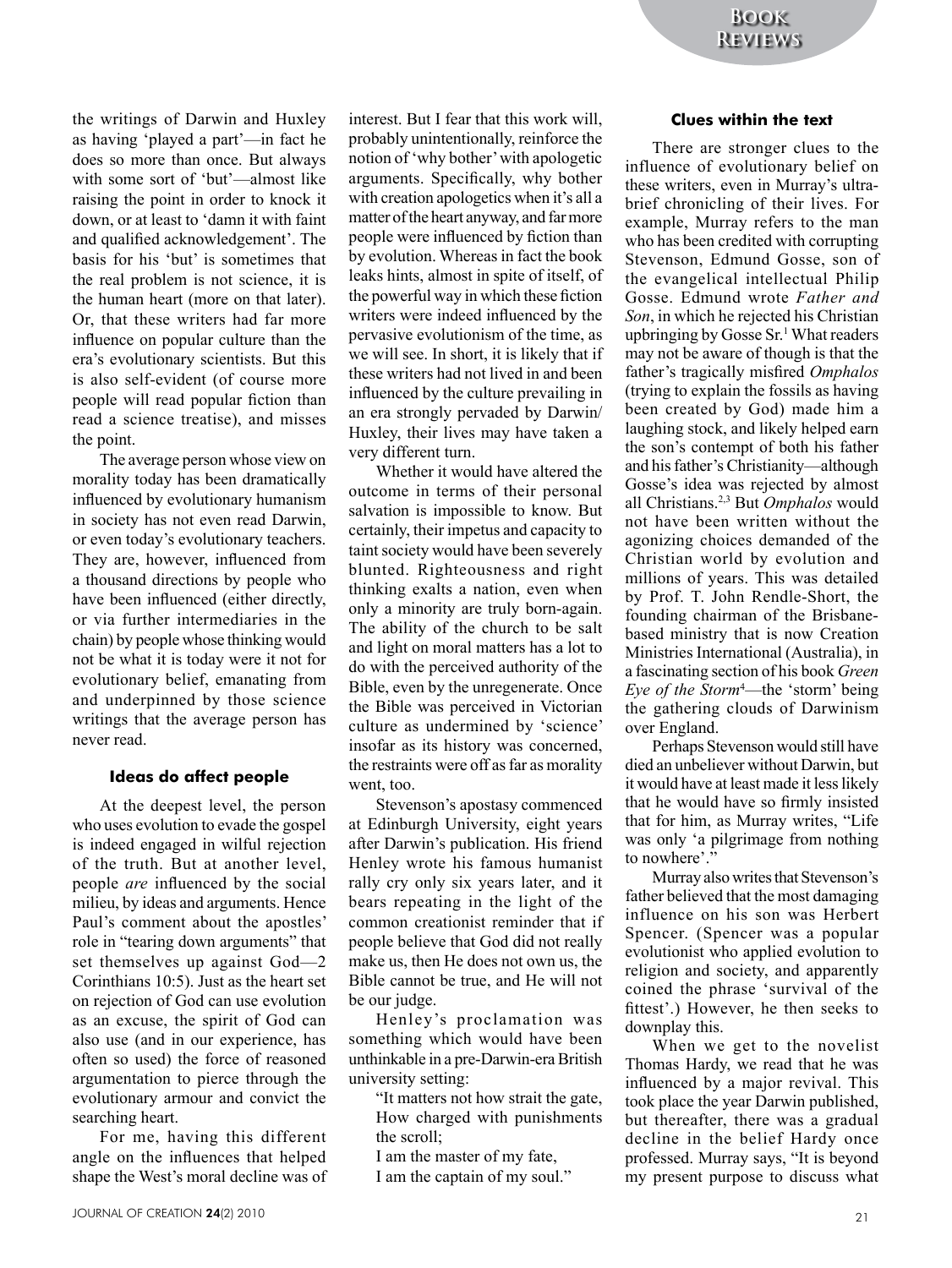the writings of Darwin and Huxley as having 'played a part'—in fact he does so more than once. But always with some sort of 'but'—almost like raising the point in order to knock it down, or at least to 'damn it with faint and qualified acknowledgement'. The basis for his 'but' is sometimes that the real problem is not science, it is the human heart (more on that later). Or, that these writers had far more influence on popular culture than the era's evolutionary scientists. But this is also self-evident (of course more people will read popular fiction than read a science treatise), and misses the point.

The average person whose view on morality today has been dramatically influenced by evolutionary humanism in society has not even read Darwin, or even today's evolutionary teachers. They are, however, influenced from a thousand directions by people who have been influenced (either directly, or via further intermediaries in the chain) by people whose thinking would not be what it is today were it not for evolutionary belief, emanating from and underpinned by those science writings that the average person has never read.

### Ideas do affect people

At the deepest level, the person who uses evolution to evade the gospel is indeed engaged in wilful rejection of the truth. But at another level, people *are* influenced by the social milieu, by ideas and arguments. Hence Paul's comment about the apostles' role in "tearing down arguments" that set themselves up against God—2 Corinthians 10:5). Just as the heart set on rejection of God can use evolution as an excuse, the spirit of God can also use (and in our experience, has often so used) the force of reasoned argumentation to pierce through the evolutionary armour and convict the searching heart.

For me, having this different angle on the influences that helped shape the West's moral decline was of interest. But I fear that this work will, probably unintentionally, reinforce the notion of 'why bother' with apologetic arguments. Specifically, why bother with creation apologetics when it's all a matter of the heart anyway, and far more people were influenced by fiction than by evolution. Whereas in fact the book leaks hints, almost in spite of itself, of the powerful way in which these fiction writers were indeed influenced by the pervasive evolutionism of the time, as we will see. In short, it is likely that if these writers had not lived in and been influenced by the culture prevailing in an era strongly pervaded by Darwin/Huxley, their lives may have taken a very different turn.

Whether it would have altered the outcome in terms of their personal salvation is impossible to know. But certainly, their impetus and capacity to taint society would have been severely blunted. Righteousness and right thinking exalts a nation, even when only a minority are truly born-again. The ability of the church to be salt and light on moral matters has a lot to do with the perceived authority of the Bible, even by the unregenerate. Once the Bible was perceived in Victorian culture as undermined by 'science' insofar as its history was concerned, the restraints were off as far as morality went, too.

Stevenson's apostasy commenced at Edinburgh University, eight years after Darwin's publication. His friend Henley wrote his famous humanist rally cry only six years later, and it bears repeating in the light of the common creationist reminder that if people believe that God did not really make us, then He does not own us, the Bible cannot be true, and He will not be our judge.

Henley's proclamation was something which would have been unthinkable in a pre-Darwin-era British university setting:

> "It matters not how strait the gate,
> How charged with punishments the scroll;
> I am the master of my fate,
> I am the captain of my soul."

### Clues within the text

There are stronger clues to the influence of evolutionary belief on these writers, even in Murray's ultra-brief chronicling of their lives. For example, Murray refers to the man who has been credited with corrupting Stevenson, Edmund Gosse, son of the evangelical intellectual Philip Gosse. Edmund wrote *Father and Son*, in which he rejected his Christian upbringing by Gosse Sr.[1] What readers may not be aware of though is that the father's tragically misfired *Omphalos* (trying to explain the fossils as having been created by God) made him a laughing stock, and likely helped earn the son's contempt of both his father and his father's Christianity—although Gosse's idea was rejected by almost all Christians.[2,3] But *Omphalos* would not have been written without the agonizing choices demanded of the Christian world by evolution and millions of years. This was detailed by Prof. T. John Rendle-Short, the founding chairman of the Brisbane-based ministry that is now Creation Ministries International (Australia), in a fascinating section of his book *Green Eye of the Storm*[4]—the 'storm' being the gathering clouds of Darwinism over England.

Perhaps Stevenson would still have died an unbeliever without Darwin, but it would have at least made it less likely that he would have so firmly insisted that for him, as Murray writes, "Life was only 'a pilgrimage from nothing to nowhere'."

Murray also writes that Stevenson's father believed that the most damaging influence on his son was Herbert Spencer. (Spencer was a popular evolutionist who applied evolution to religion and society, and apparently coined the phrase 'survival of the fittest'.) However, he then seeks to downplay this.

When we get to the novelist Thomas Hardy, we read that he was influenced by a major revival. This took place the year Darwin published, but thereafter, there was a gradual decline in the belief Hardy once professed. Murray says, "It is beyond my present purpose to discuss what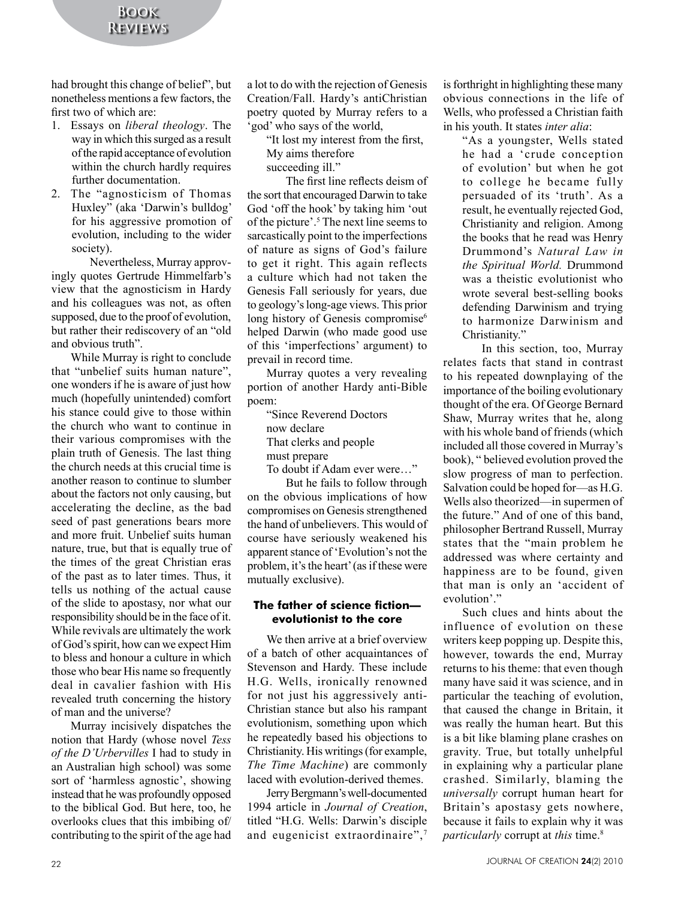had brought this change of belief", but nonetheless mentions a few factors, the first two of which are:

1. Essays on *liberal theology*. The way in which this surged as a result of the rapid acceptance of evolution within the church hardly requires further documentation.
2. The "agnosticism of Thomas Huxley" (aka 'Darwin's bulldog' for his aggressive promotion of evolution, including to the wider society).

Nevertheless, Murray approvingly quotes Gertrude Himmelfarb's view that the agnosticism in Hardy and his colleagues was not, as often supposed, due to the proof of evolution, but rather their rediscovery of an "old and obvious truth".

While Murray is right to conclude that "unbelief suits human nature", one wonders if he is aware of just how much (hopefully unintended) comfort his stance could give to those within the church who want to continue in their various compromises with the plain truth of Genesis. The last thing the church needs at this crucial time is another reason to continue to slumber about the factors not only causing, but accelerating the decline, as the bad seed of past generations bears more and more fruit. Unbelief suits human nature, true, but that is equally true of the times of the great Christian eras of the past as to later times. Thus, it tells us nothing of the actual cause of the slide to apostasy, nor what our responsibility should be in the face of it. While revivals are ultimately the work of God's spirit, how can we expect Him to bless and honour a culture in which those who bear His name so frequently deal in cavalier fashion with His revealed truth concerning the history of man and the universe?

Murray incisively dispatches the notion that Hardy (whose novel *Tess of the D'Urbervilles* I had to study in an Australian high school) was some sort of 'harmless agnostic', showing instead that he was profoundly opposed to the biblical God. But here, too, he overlooks clues that this imbibing of/contributing to the spirit of the age had a lot to do with the rejection of Genesis Creation/Fall. Hardy's antiChristian poetry quoted by Murray refers to a 'god' who says of the world,

> "It lost my interest from the first,
> My aims therefore
> succeeding ill."

The first line reflects deism of the sort that encouraged Darwin to take God 'off the hook' by taking him 'out of the picture'.[5] The next line seems to sarcastically point to the imperfections of nature as signs of God's failure to get it right. This again reflects a culture which had not taken the Genesis Fall seriously for years, due to geology's long-age views. This prior long history of Genesis compromise[6] helped Darwin (who made good use of this 'imperfections' argument) to prevail in record time.

Murray quotes a very revealing portion of another Hardy anti-Bible poem:

> "Since Reverend Doctors
> now declare
> That clerks and people
> must prepare
> To doubt if Adam ever were…"

But he fails to follow through on the obvious implications of how compromises on Genesis strengthened the hand of unbelievers. This would of course have seriously weakened his apparent stance of 'Evolution's not the problem, it's the heart' (as if these were mutually exclusive).

### The father of science fiction—evolutionist to the core

We then arrive at a brief overview of a batch of other acquaintances of Stevenson and Hardy. These include H.G. Wells, ironically renowned for not just his aggressively anti-Christian stance but also his rampant evolutionism, something upon which he repeatedly based his objections to Christianity. His writings (for example, *The Time Machine*) are commonly laced with evolution-derived themes.

Jerry Bergmann's well-documented 1994 article in *Journal of Creation*, titled "H.G. Wells: Darwin's disciple and eugenicist extraordinaire",[7] is forthright in highlighting these many obvious connections in the life of Wells, who professed a Christian faith in his youth. It states *inter alia*:

> "As a youngster, Wells stated he had a 'crude conception of evolution' but when he got to college he became fully persuaded of its 'truth'. As a result, he eventually rejected God, Christianity and religion. Among the books that he read was Henry Drummond's *Natural Law in the Spiritual World.* Drummond was a theistic evolutionist who wrote several best-selling books defending Darwinism and trying to harmonize Darwinism and Christianity."

In this section, too, Murray relates facts that stand in contrast to his repeated downplaying of the importance of the boiling evolutionary thought of the era. Of George Bernard Shaw, Murray writes that he, along with his whole band of friends (which included all those covered in Murray's book), " believed evolution proved the slow progress of man to perfection. Salvation could be hoped for—as H.G. Wells also theorized—in supermen of the future." And of one of this band, philosopher Bertrand Russell, Murray states that the "main problem he addressed was where certainty and happiness are to be found, given that man is only an 'accident of evolution'."

Such clues and hints about the influence of evolution on these writers keep popping up. Despite this, however, towards the end, Murray returns to his theme: that even though many have said it was science, and in particular the teaching of evolution, that caused the change in Britain, it was really the human heart. But this is a bit like blaming plane crashes on gravity. True, but totally unhelpful in explaining why a particular plane crashed. Similarly, blaming the *universally* corrupt human heart for Britain's apostasy gets nowhere, because it fails to explain why it was *particularly* corrupt at *this* time.[8]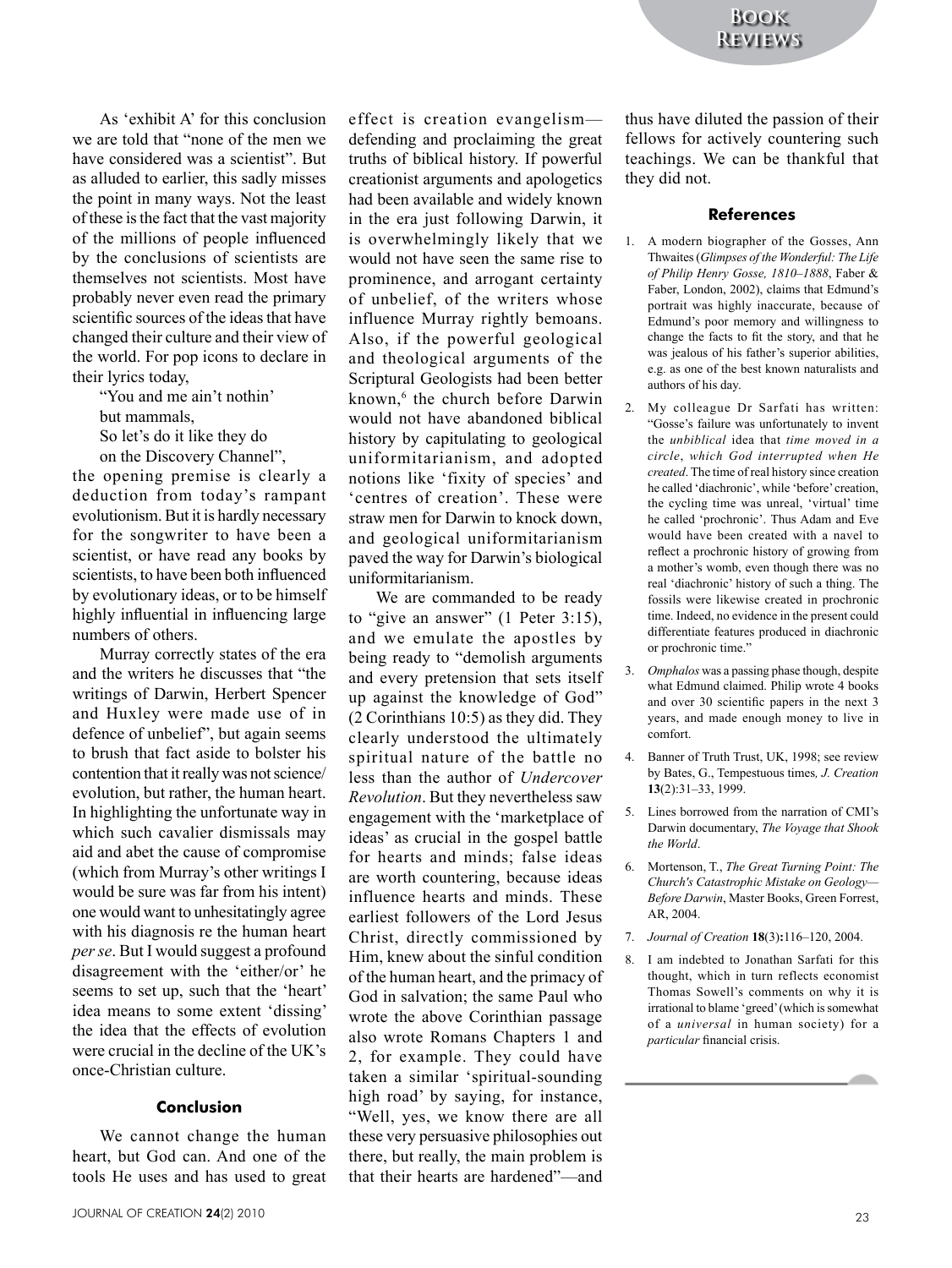As 'exhibit A' for this conclusion we are told that "none of the men we have considered was a scientist". But as alluded to earlier, this sadly misses the point in many ways. Not the least of these is the fact that the vast majority of the millions of people influenced by the conclusions of scientists are themselves not scientists. Most have probably never even read the primary scientific sources of the ideas that have changed their culture and their view of the world. For pop icons to declare in their lyrics today,

> "You and me ain't nothin' but mammals,
> So let's do it like they do on the Discovery Channel",

the opening premise is clearly a deduction from today's rampant evolutionism. But it is hardly necessary for the songwriter to have been a scientist, or have read any books by scientists, to have been both influenced by evolutionary ideas, or to be himself highly influential in influencing large numbers of others.

Murray correctly states of the era and the writers he discusses that "the writings of Darwin, Herbert Spencer and Huxley were made use of in defence of unbelief", but again seems to brush that fact aside to bolster his contention that it really was not science/evolution, but rather, the human heart. In highlighting the unfortunate way in which such cavalier dismissals may aid and abet the cause of compromise (which from Murray's other writings I would be sure was far from his intent) one would want to unhesitatingly agree with his diagnosis re the human heart *per se*. But I would suggest a profound disagreement with the 'either/or' he seems to set up, such that the 'heart' idea means to some extent 'dissing' the idea that the effects of evolution were crucial in the decline of the UK's once-Christian culture.

## Conclusion

We cannot change the human heart, but God can. And one of the tools He uses and has used to great effect is creation evangelism—defending and proclaiming the great truths of biblical history. If powerful creationist arguments and apologetics had been available and widely known in the era just following Darwin, it is overwhelmingly likely that we would not have seen the same rise to prominence, and arrogant certainty of unbelief, of the writers whose influence Murray rightly bemoans. Also, if the powerful geological and theological arguments of the Scriptural Geologists had been better known,[6] the church before Darwin would not have abandoned biblical history by capitulating to geological uniformitarianism, and adopted notions like 'fixity of species' and 'centres of creation'. These were straw men for Darwin to knock down, and geological uniformitarianism paved the way for Darwin's biological uniformitarianism.

We are commanded to be ready to "give an answer" (1 Peter 3:15), and we emulate the apostles by being ready to "demolish arguments and every pretension that sets itself up against the knowledge of God" (2 Corinthians 10:5) as they did. They clearly understood the ultimately spiritual nature of the battle no less than the author of *Undercover Revolution*. But they nevertheless saw engagement with the 'marketplace of ideas' as crucial in the gospel battle for hearts and minds; false ideas are worth countering, because ideas influence hearts and minds. These earliest followers of the Lord Jesus Christ, directly commissioned by Him, knew about the sinful condition of the human heart, and the primacy of God in salvation; the same Paul who wrote the above Corinthian passage also wrote Romans Chapters 1 and 2, for example. They could have taken a similar 'spiritual-sounding high road' by saying, for instance, "Well, yes, we know there are all these very persuasive philosophies out there, but really, the main problem is that their hearts are hardened"—and thus have diluted the passion of their fellows for actively countering such teachings. We can be thankful that they did not.

## References

1. A modern biographer of the Gosses, Ann Thwaites (*Glimpses of the Wonderful: The Life of Philip Henry Gosse, 1810–1888*, Faber & Faber, London, 2002), claims that Edmund's portrait was highly inaccurate, because of Edmund's poor memory and willingness to change the facts to fit the story, and that he was jealous of his father's superior abilities, e.g. as one of the best known naturalists and authors of his day.
2. My colleague Dr Sarfati has written: "Gosse's failure was unfortunately to invent the *unbiblical* idea that *time moved in a circle*, *which God interrupted when He created*. The time of real history since creation he called 'diachronic', while 'before' creation, the cycling time was unreal, 'virtual' time he called 'prochronic'. Thus Adam and Eve would have been created with a navel to reflect a prochronic history of growing from a mother's womb, even though there was no real 'diachronic' history of such a thing. The fossils were likewise created in prochronic time. Indeed, no evidence in the present could differentiate features produced in diachronic or prochronic time."
3. *Omphalos* was a passing phase though, despite what Edmund claimed. Philip wrote 4 books and over 30 scientific papers in the next 3 years, and made enough money to live in comfort.
4. Banner of Truth Trust, UK, 1998; see review by Bates, G., Tempestuous times*, J. Creation* **13**(2):31–33, 1999.
5. Lines borrowed from the narration of CMI's Darwin documentary, *The Voyage that Shook the World*.
6. Mortenson, T., *The Great Turning Point: The Church's Catastrophic Mistake on Geology—Before Darwin*, Master Books, Green Forrest, AR, 2004.
7. *Journal of Creation* **18**(3)**:**116–120, 2004.
8. I am indebted to Jonathan Sarfati for this thought, which in turn reflects economist Thomas Sowell's comments on why it is irrational to blame 'greed' (which is somewhat of a *universal* in human society) for a *particular* financial crisis.